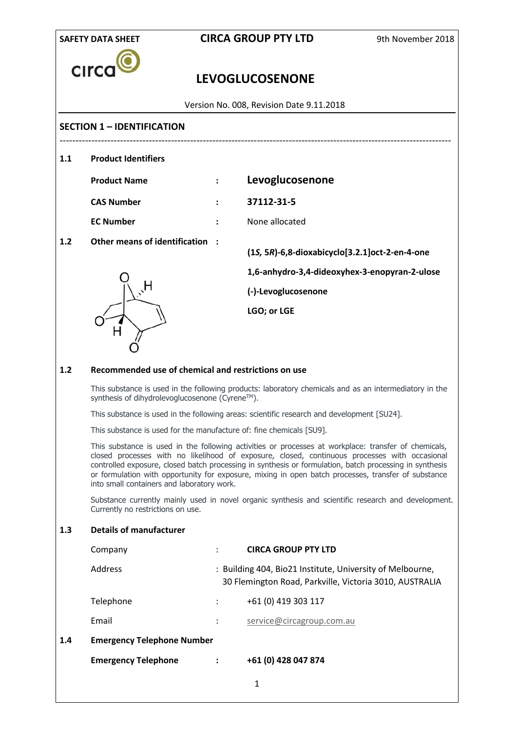SAFETY DATA SHEET

**CIRCA GROUP PTY LTD**

9th November 2018

# LEVOGLUCOSENONE

Version No. 008, Revision Date 9.11.2018

## SECTION 1 – IDENTIFICATION

### 1.1 Product Identifiers

| | | |
|---|---|---|
| **Product Name** | : | **Levoglucosenone** |
| **CAS Number** | : | **37112-31-5** |
| **EC Number** | : | None allocated |

### 1.2 Other means of identification :

**(1*S*, 5*R*)-6,8-dioxabicyclo[3.2.1]oct-2-en-4-one**

**1,6-anhydro-3,4-dideoxyhex-3-enopyran-2-ulose**

**(-)-Levoglucosenone**

**LGO; or LGE**

### 1.2 Recommended use of chemical and restrictions on use

This substance is used in the following products: laboratory chemicals and as an intermediatory in the synthesis of dihydrolevoglucosenone (Cyrene[TM]).

This substance is used in the following areas: scientific research and development [SU24].

This substance is used for the manufacture of: fine chemicals [SU9].

This substance is used in the following activities or processes at workplace: transfer of chemicals, closed processes with no likelihood of exposure, closed, continuous processes with occasional controlled exposure, closed batch processing in synthesis or formulation, batch processing in synthesis or formulation with opportunity for exposure, mixing in open batch processes, transfer of substance into small containers and laboratory work.

Substance currently mainly used in novel organic synthesis and scientific research and development. Currently no restrictions on use.

### 1.3 Details of manufacturer

| | | |
|---|---|---|
| Company | : | **CIRCA GROUP PTY LTD** |
| Address | : | Building 404, Bio21 Institute, University of Melbourne, 30 Flemington Road, Parkville, Victoria 3010, AUSTRALIA |
| Telephone | : | +61 (0) 419 303 117 |
| Email | : | service@circagroup.com.au |

### 1.4 Emergency Telephone Number

| | | |
|---|---|---|
| **Emergency Telephone** | : | **+61 (0) 428 047 874** |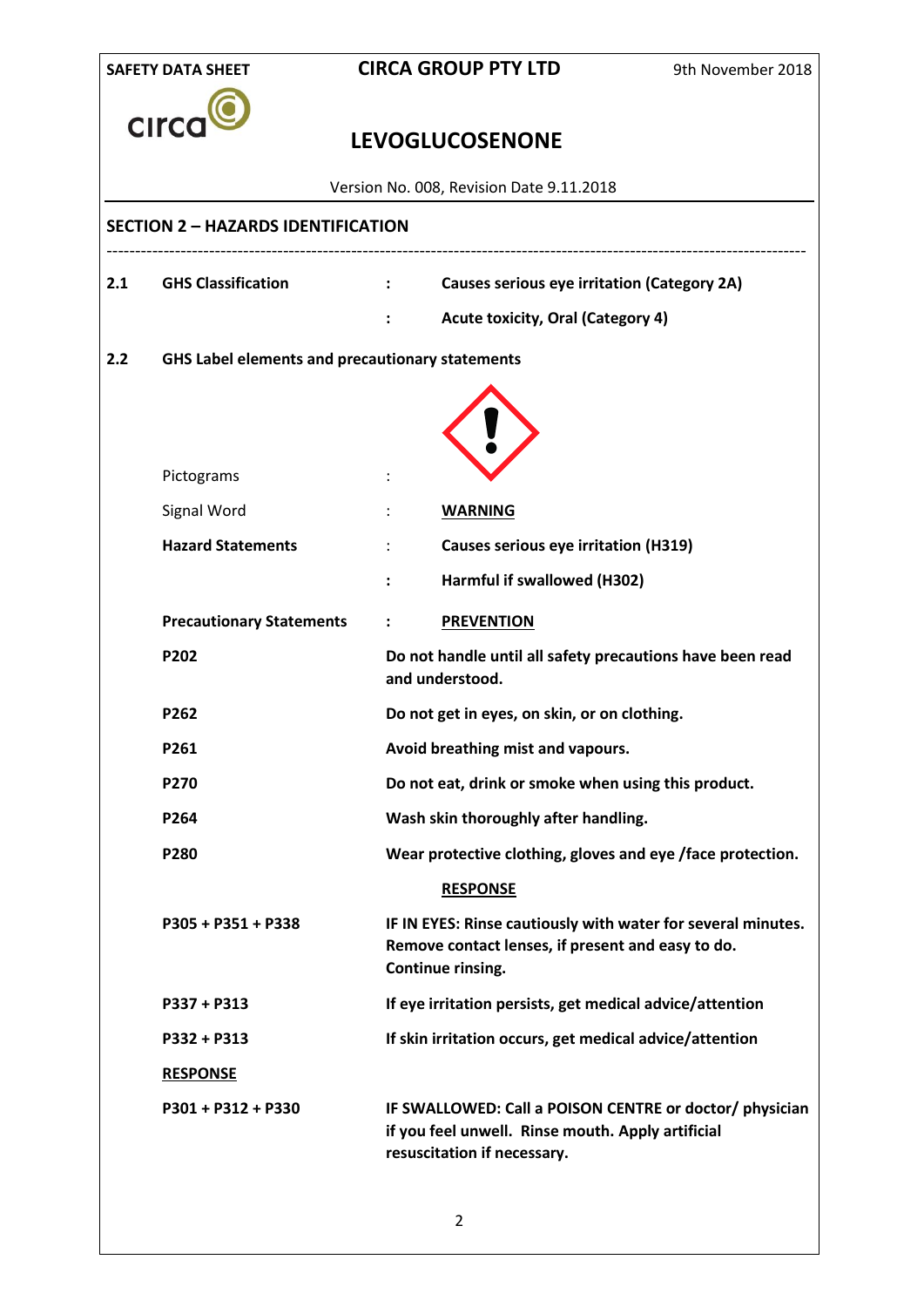## SECTION 2 – HAZARDS IDENTIFICATION

**2.1 GHS Classification**

- **Causes serious eye irritation (Category 2A)**
- **Acute toxicity, Oral (Category 4)**

**2.2 GHS Label elements and precautionary statements**

| | | |
|---|---|---|
| Pictograms | : | |
| Signal Word | : | **WARNING** |
| **Hazard Statements** | : | **Causes serious eye irritation (H319)** |
| | : | **Harmful if swallowed (H302)** |
| **Precautionary Statements** | : | **PREVENTION** |
| **P202** | | **Do not handle until all safety precautions have been read and understood.** |
| **P262** | | **Do not get in eyes, on skin, or on clothing.** |
| **P261** | | **Avoid breathing mist and vapours.** |
| **P270** | | **Do not eat, drink or smoke when using this product.** |
| **P264** | | **Wash skin thoroughly after handling.** |
| **P280** | | **Wear protective clothing, gloves and eye /face protection.** |
| | | **RESPONSE** |
| **P305 + P351 + P338** | | **IF IN EYES: Rinse cautiously with water for several minutes. Remove contact lenses, if present and easy to do. Continue rinsing.** |
| **P337 + P313** | | **If eye irritation persists, get medical advice/attention** |
| **P332 + P313** | | **If skin irritation occurs, get medical advice/attention** |
| **RESPONSE** | | |
| **P301 + P312 + P330** | | **IF SWALLOWED: Call a POISON CENTRE or doctor/ physician if you feel unwell. Rinse mouth. Apply artificial resuscitation if necessary.** |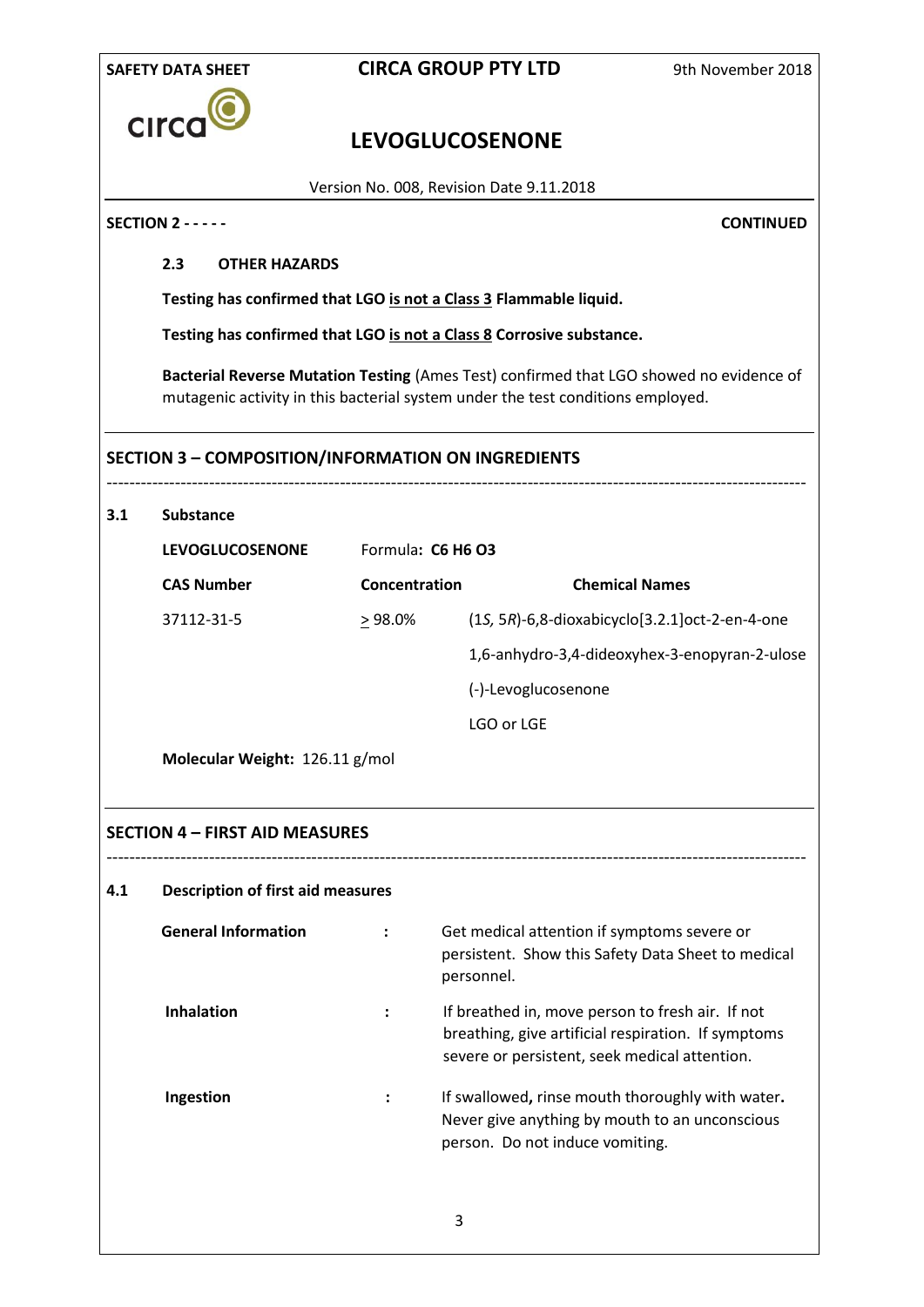**SECTION 2 - - - - -** **CONTINUED**

### 2.3 OTHER HAZARDS

**Testing has confirmed that LGO <u>is not a Class 3</u> Flammable liquid.**

**Testing has confirmed that LGO <u>is not a Class 8</u> Corrosive substance.**

**Bacterial Reverse Mutation Testing** (Ames Test) confirmed that LGO showed no evidence of mutagenic activity in this bacterial system under the test conditions employed.

## SECTION 3 – COMPOSITION/INFORMATION ON INGREDIENTS

### 3.1 Substance

**LEVOGLUCOSENONE** Formula**: $C_6H_6O_3$**

| CAS Number | Concentration | Chemical Names |
|---|---|---|
| 37112-31-5 | $\geq$ 98.0% | (1*S*, 5*R*)-6,8-dioxabicyclo[3.2.1]oct-2-en-4-one |
| | | 1,6-anhydro-3,4-dideoxyhex-3-enopyran-2-ulose |
| | | (-)-Levoglucosenone |
| | | LGO or LGE |

**Molecular Weight:** 126.11 g/mol

## SECTION 4 – FIRST AID MEASURES

### 4.1 Description of first aid measures

**General Information** : Get medical attention if symptoms severe or persistent. Show this Safety Data Sheet to medical personnel.

**Inhalation** : If breathed in, move person to fresh air. If not breathing, give artificial respiration. If symptoms severe or persistent, seek medical attention.

**Ingestion** : If swallowed**,** rinse mouth thoroughly with water**.** Never give anything by mouth to an unconscious person. Do not induce vomiting.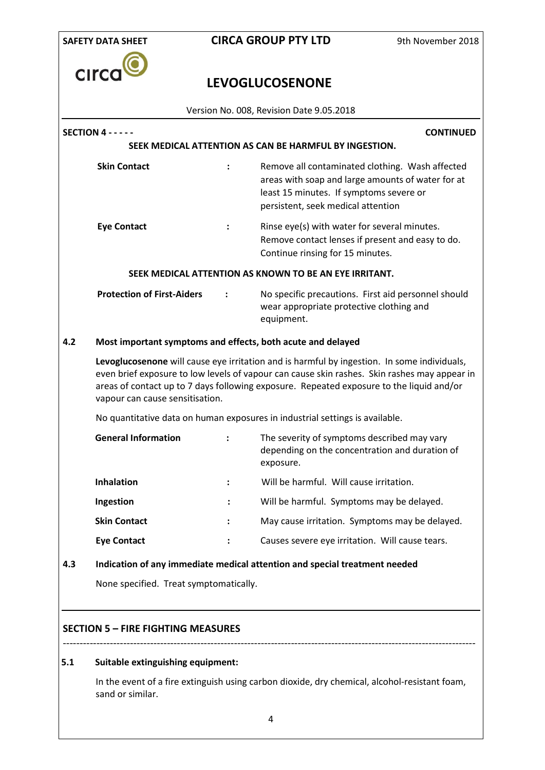**SECTION 4 - - - - -** **CONTINUED**

**SEEK MEDICAL ATTENTION AS CAN BE HARMFUL BY INGESTION.**

| | | |
|---|---|---|
| **Skin Contact** | : | Remove all contaminated clothing. Wash affected areas with soap and large amounts of water for at least 15 minutes. If symptoms severe or persistent, seek medical attention |
| **Eye Contact** | : | Rinse eye(s) with water for several minutes. Remove contact lenses if present and easy to do. Continue rinsing for 15 minutes. |

**SEEK MEDICAL ATTENTION AS KNOWN TO BE AN EYE IRRITANT.**

| | | |
|---|---|---|
| **Protection of First-Aiders** | : | No specific precautions. First aid personnel should wear appropriate protective clothing and equipment. |

### 4.2 Most important symptoms and effects, both acute and delayed

**Levoglucosenone** will cause eye irritation and is harmful by ingestion. In some individuals, even brief exposure to low levels of vapour can cause skin rashes. Skin rashes may appear in areas of contact up to 7 days following exposure. Repeated exposure to the liquid and/or vapour can cause sensitisation.

No quantitative data on human exposures in industrial settings is available.

| | | |
|---|---|---|
| **General Information** | : | The severity of symptoms described may vary depending on the concentration and duration of exposure. |
| **Inhalation** | : | Will be harmful. Will cause irritation. |
| **Ingestion** | : | Will be harmful. Symptoms may be delayed. |
| **Skin Contact** | : | May cause irritation. Symptoms may be delayed. |
| **Eye Contact** | : | Causes severe eye irritation. Will cause tears. |

### 4.3 Indication of any immediate medical attention and special treatment needed

None specified. Treat symptomatically.

## SECTION 5 – FIRE FIGHTING MEASURES

### 5.1 Suitable extinguishing equipment:

In the event of a fire extinguish using carbon dioxide, dry chemical, alcohol-resistant foam, sand or similar.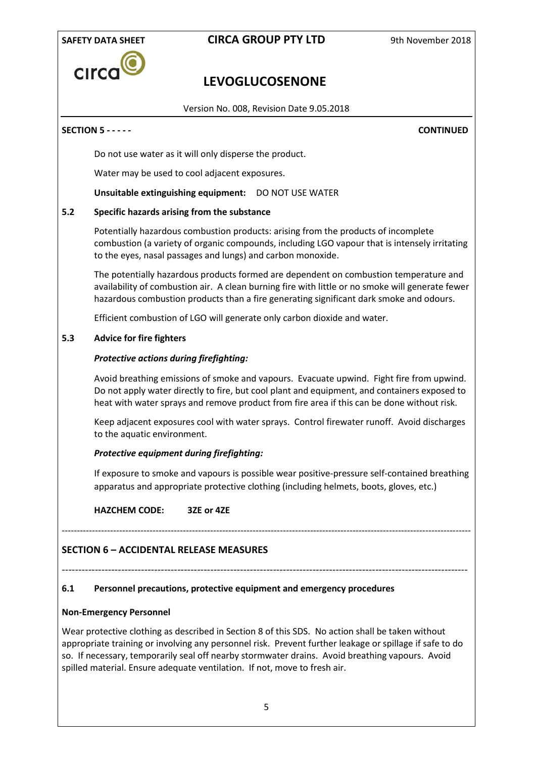**SECTION 5 - - - - -** **CONTINUED**

Do not use water as it will only disperse the product.

Water may be used to cool adjacent exposures.

**Unsuitable extinguishing equipment:** DO NOT USE WATER

### 5.2 Specific hazards arising from the substance

Potentially hazardous combustion products: arising from the products of incomplete combustion (a variety of organic compounds, including LGO vapour that is intensely irritating to the eyes, nasal passages and lungs) and carbon monoxide.

The potentially hazardous products formed are dependent on combustion temperature and availability of combustion air. A clean burning fire with little or no smoke will generate fewer hazardous combustion products than a fire generating significant dark smoke and odours.

Efficient combustion of LGO will generate only carbon dioxide and water.

### 5.3 Advice for fire fighters

***Protective actions during firefighting:***

Avoid breathing emissions of smoke and vapours. Evacuate upwind. Fight fire from upwind. Do not apply water directly to fire, but cool plant and equipment, and containers exposed to heat with water sprays and remove product from fire area if this can be done without risk.

Keep adjacent exposures cool with water sprays. Control firewater runoff. Avoid discharges to the aquatic environment.

***Protective equipment during firefighting:***

If exposure to smoke and vapours is possible wear positive-pressure self-contained breathing apparatus and appropriate protective clothing (including helmets, boots, gloves, etc.)

**HAZCHEM CODE:** **3ZE or 4ZE**

---

## SECTION 6 – ACCIDENTAL RELEASE MEASURES

---

### 6.1 Personnel precautions, protective equipment and emergency procedures

**Non-Emergency Personnel**

Wear protective clothing as described in Section 8 of this SDS. No action shall be taken without appropriate training or involving any personnel risk. Prevent further leakage or spillage if safe to do so. If necessary, temporarily seal off nearby stormwater drains. Avoid breathing vapours. Avoid spilled material. Ensure adequate ventilation. If not, move to fresh air.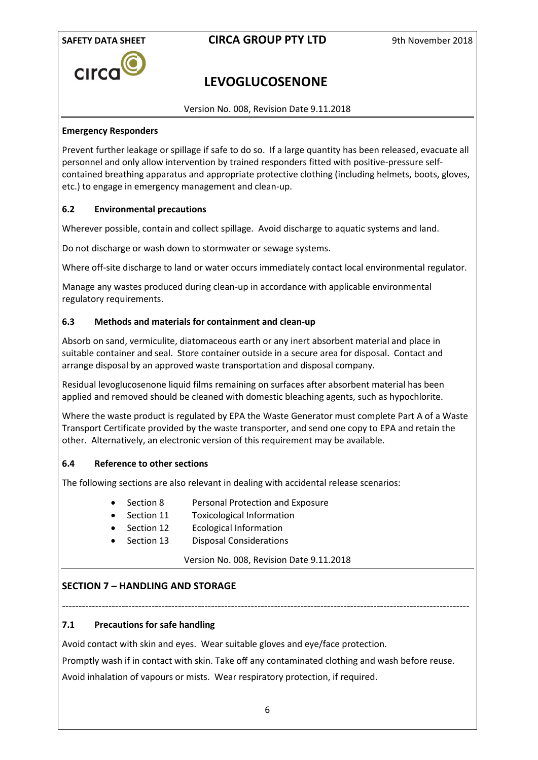**Emergency Responders**

Prevent further leakage or spillage if safe to do so. If a large quantity has been released, evacuate all personnel and only allow intervention by trained responders fitted with positive-pressure self-contained breathing apparatus and appropriate protective clothing (including helmets, boots, gloves, etc.) to engage in emergency management and clean-up.

### 6.2 Environmental precautions

Wherever possible, contain and collect spillage. Avoid discharge to aquatic systems and land.

Do not discharge or wash down to stormwater or sewage systems.

Where off-site discharge to land or water occurs immediately contact local environmental regulator.

Manage any wastes produced during clean-up in accordance with applicable environmental regulatory requirements.

### 6.3 Methods and materials for containment and clean-up

Absorb on sand, vermiculite, diatomaceous earth or any inert absorbent material and place in suitable container and seal. Store container outside in a secure area for disposal. Contact and arrange disposal by an approved waste transportation and disposal company.

Residual levoglucosenone liquid films remaining on surfaces after absorbent material has been applied and removed should be cleaned with domestic bleaching agents, such as hypochlorite.

Where the waste product is regulated by EPA the Waste Generator must complete Part A of a Waste Transport Certificate provided by the waste transporter, and send one copy to EPA and retain the other. Alternatively, an electronic version of this requirement may be available.

### 6.4 Reference to other sections

The following sections are also relevant in dealing with accidental release scenarios:

- Section 8 Personal Protection and Exposure
- Section 11 Toxicological Information
- Section 12 Ecological Information
- Section 13 Disposal Considerations

## SECTION 7 – HANDLING AND STORAGE

---

### 7.1 Precautions for safe handling

Avoid contact with skin and eyes. Wear suitable gloves and eye/face protection.

Promptly wash if in contact with skin. Take off any contaminated clothing and wash before reuse.

Avoid inhalation of vapours or mists. Wear respiratory protection, if required.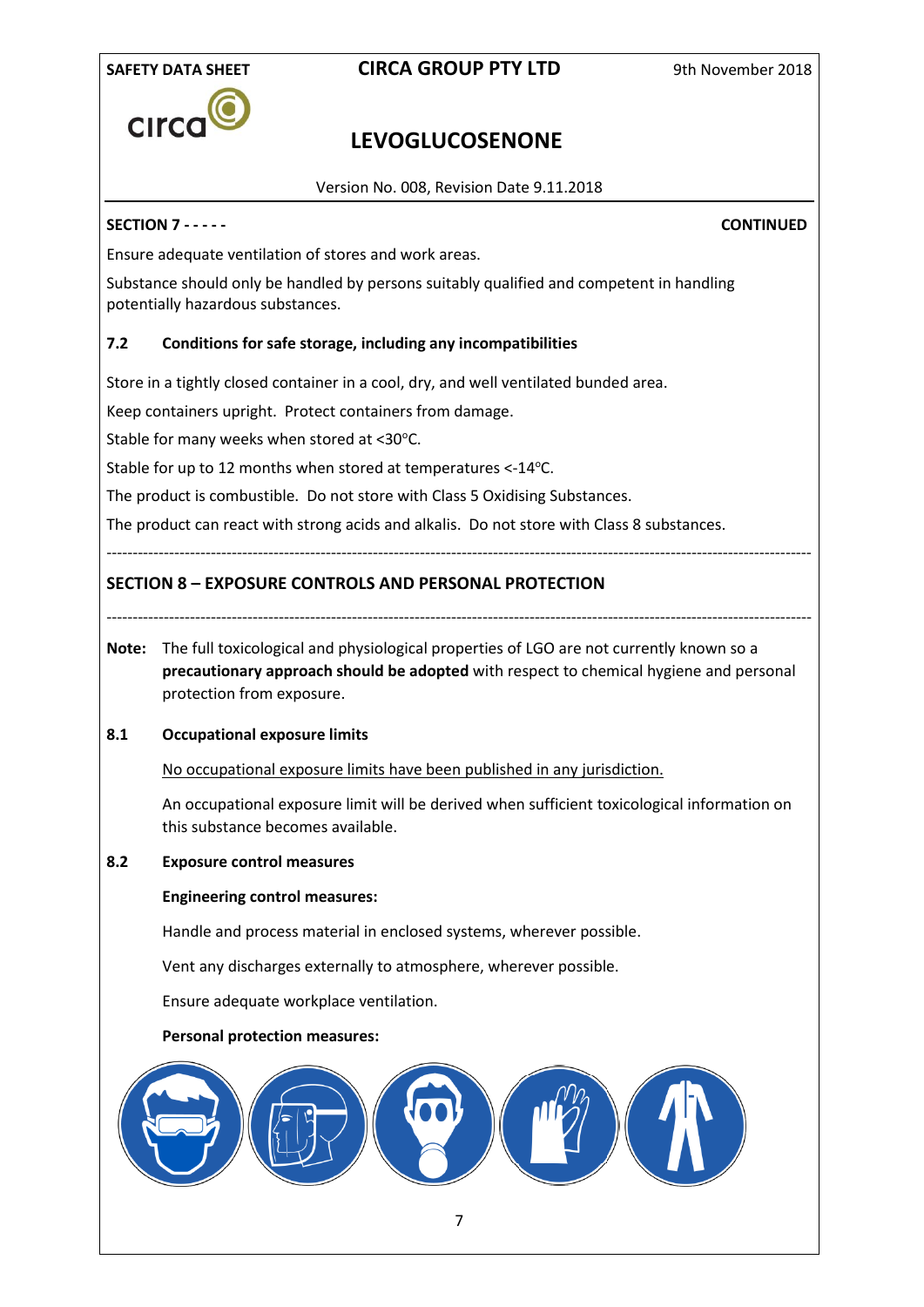**SECTION 7 - - - - - CONTINUED**

Ensure adequate ventilation of stores and work areas.

Substance should only be handled by persons suitably qualified and competent in handling potentially hazardous substances.

### 7.2 Conditions for safe storage, including any incompatibilities

Store in a tightly closed container in a cool, dry, and well ventilated bunded area.

Keep containers upright. Protect containers from damage.

Stable for many weeks when stored at <30°C.

Stable for up to 12 months when stored at temperatures <-14°C.

The product is combustible. Do not store with Class 5 Oxidising Substances.

The product can react with strong acids and alkalis. Do not store with Class 8 substances.

---

## SECTION 8 – EXPOSURE CONTROLS AND PERSONAL PROTECTION

---

**Note:** The full toxicological and physiological properties of LGO are not currently known so a **precautionary approach should be adopted** with respect to chemical hygiene and personal protection from exposure.

### 8.1 Occupational exposure limits

No occupational exposure limits have been published in any jurisdiction.

An occupational exposure limit will be derived when sufficient toxicological information on this substance becomes available.

### 8.2 Exposure control measures

**Engineering control measures:**

Handle and process material in enclosed systems, wherever possible.

Vent any discharges externally to atmosphere, wherever possible.

Ensure adequate workplace ventilation.

**Personal protection measures:**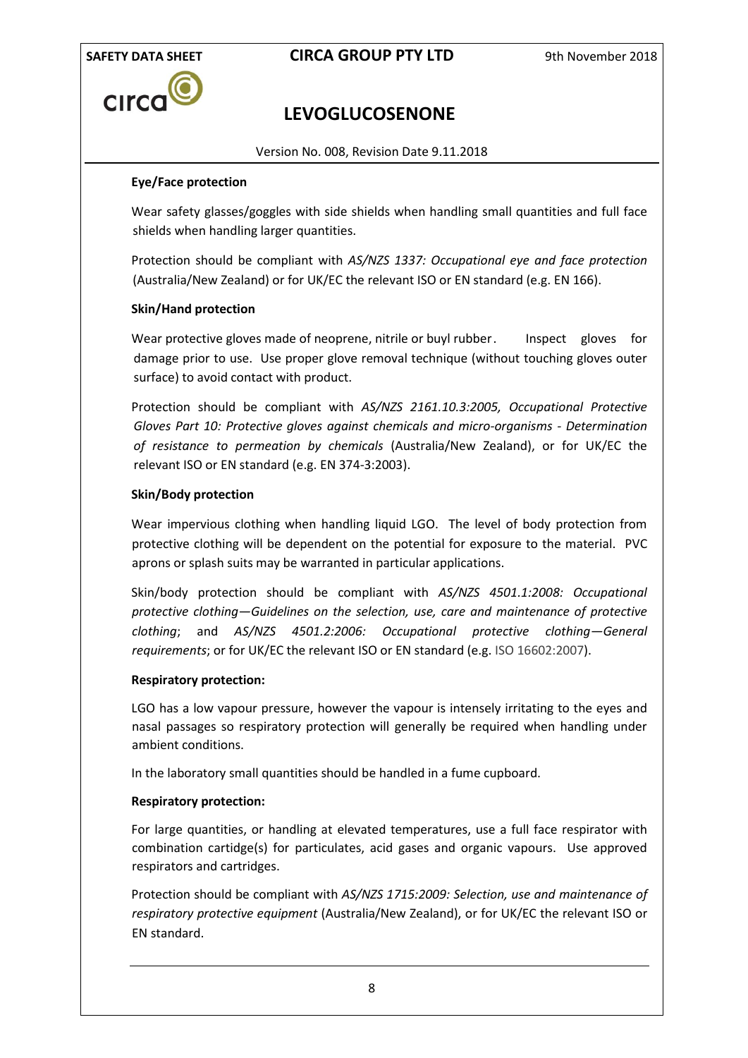**Eye/Face protection**

Wear safety glasses/goggles with side shields when handling small quantities and full face shields when handling larger quantities.

Protection should be compliant with *AS/NZS 1337: Occupational eye and face protection* (Australia/New Zealand) or for UK/EC the relevant ISO or EN standard (e.g. EN 166).

**Skin/Hand protection**

Wear protective gloves made of neoprene, nitrile or buyl rubber. Inspect gloves for damage prior to use. Use proper glove removal technique (without touching gloves outer surface) to avoid contact with product.

Protection should be compliant with *AS/NZS 2161.10.3:2005, Occupational Protective Gloves Part 10: Protective gloves against chemicals and micro-organisms - Determination of resistance to permeation by chemicals* (Australia/New Zealand), or for UK/EC the relevant ISO or EN standard (e.g. EN 374-3:2003).

**Skin/Body protection**

Wear impervious clothing when handling liquid LGO. The level of body protection from protective clothing will be dependent on the potential for exposure to the material. PVC aprons or splash suits may be warranted in particular applications.

Skin/body protection should be compliant with *AS/NZS 4501.1:2008: Occupational protective clothing—Guidelines on the selection, use, care and maintenance of protective clothing*; and *AS/NZS 4501.2:2006: Occupational protective clothing—General requirements*; or for UK/EC the relevant ISO or EN standard (e.g. ISO 16602:2007).

**Respiratory protection:**

LGO has a low vapour pressure, however the vapour is intensely irritating to the eyes and nasal passages so respiratory protection will generally be required when handling under ambient conditions.

In the laboratory small quantities should be handled in a fume cupboard.

**Respiratory protection:**

For large quantities, or handling at elevated temperatures, use a full face respirator with combination cartidge(s) for particulates, acid gases and organic vapours. Use approved respirators and cartridges.

Protection should be compliant with *AS/NZS 1715:2009: Selection, use and maintenance of respiratory protective equipment* (Australia/New Zealand), or for UK/EC the relevant ISO or EN standard.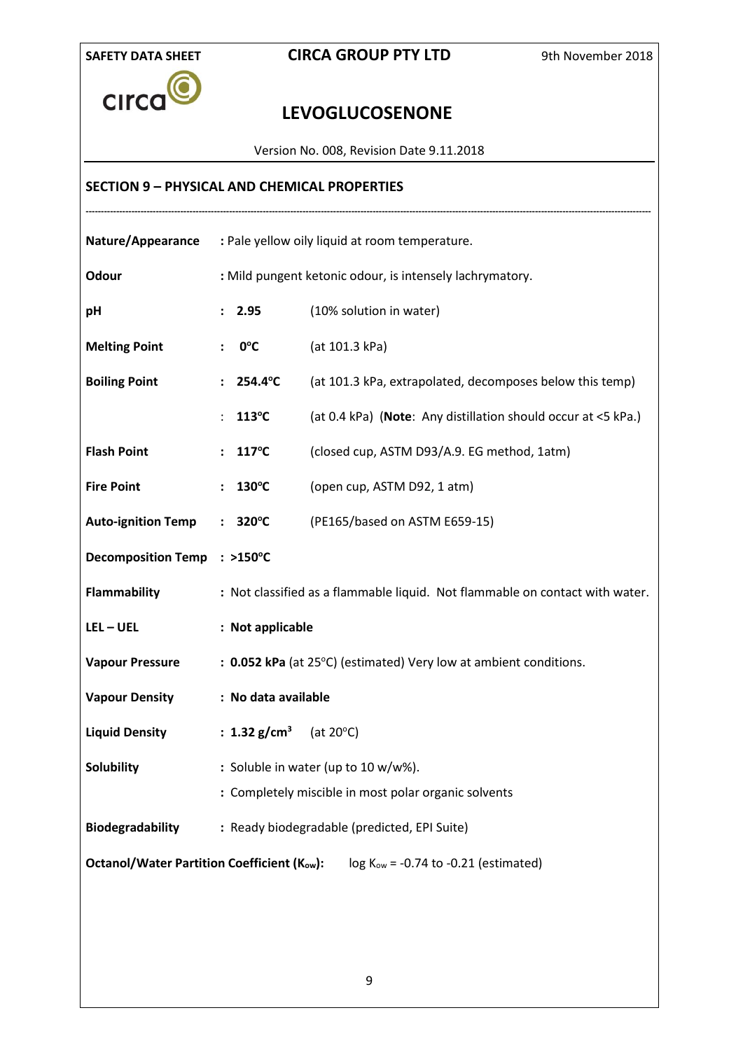## SECTION 9 – PHYSICAL AND CHEMICAL PROPERTIES

---

| | | |
|---|---|---|
| **Nature/Appearance** | : Pale yellow oily liquid at room temperature. | |
| **Odour** | : Mild pungent ketonic odour, is intensely lachrymatory. | |
| **pH** | : **2.95** | (10% solution in water) |
| **Melting Point** | : **0°C** | (at 101.3 kPa) |
| **Boiling Point** | : **254.4°C** | (at 101.3 kPa, extrapolated, decomposes below this temp) |
| | : **113°C** | (at 0.4 kPa) (**Note**: Any distillation should occur at <5 kPa.) |
| **Flash Point** | : **117°C** | (closed cup, ASTM D93/A.9. EG method, 1atm) |
| **Fire Point** | : **130°C** | (open cup, ASTM D92, 1 atm) |
| **Auto-ignition Temp** | : **320°C** | (PE165/based on ASTM E659-15) |
| **Decomposition Temp** | : **>150°C** | |
| **Flammability** | : Not classified as a flammable liquid. Not flammable on contact with water. | |
| **LEL – UEL** | : **Not applicable** | |
| **Vapour Pressure** | : **0.052 kPa** (at 25°C) (estimated) Very low at ambient conditions. | |
| **Vapour Density** | : **No data available** | |
| **Liquid Density** | : **1.32 g/cm³** | (at 20°C) |
| **Solubility** | : Soluble in water (up to 10 w/w%). | |
| | : Completely miscible in most polar organic solvents | |
| **Biodegradability** | : Ready biodegradable (predicted, EPI Suite) | |

**Octanol/Water Partition Coefficient ($K_{ow}$):** log $K_{ow}$ = -0.74 to -0.21 (estimated)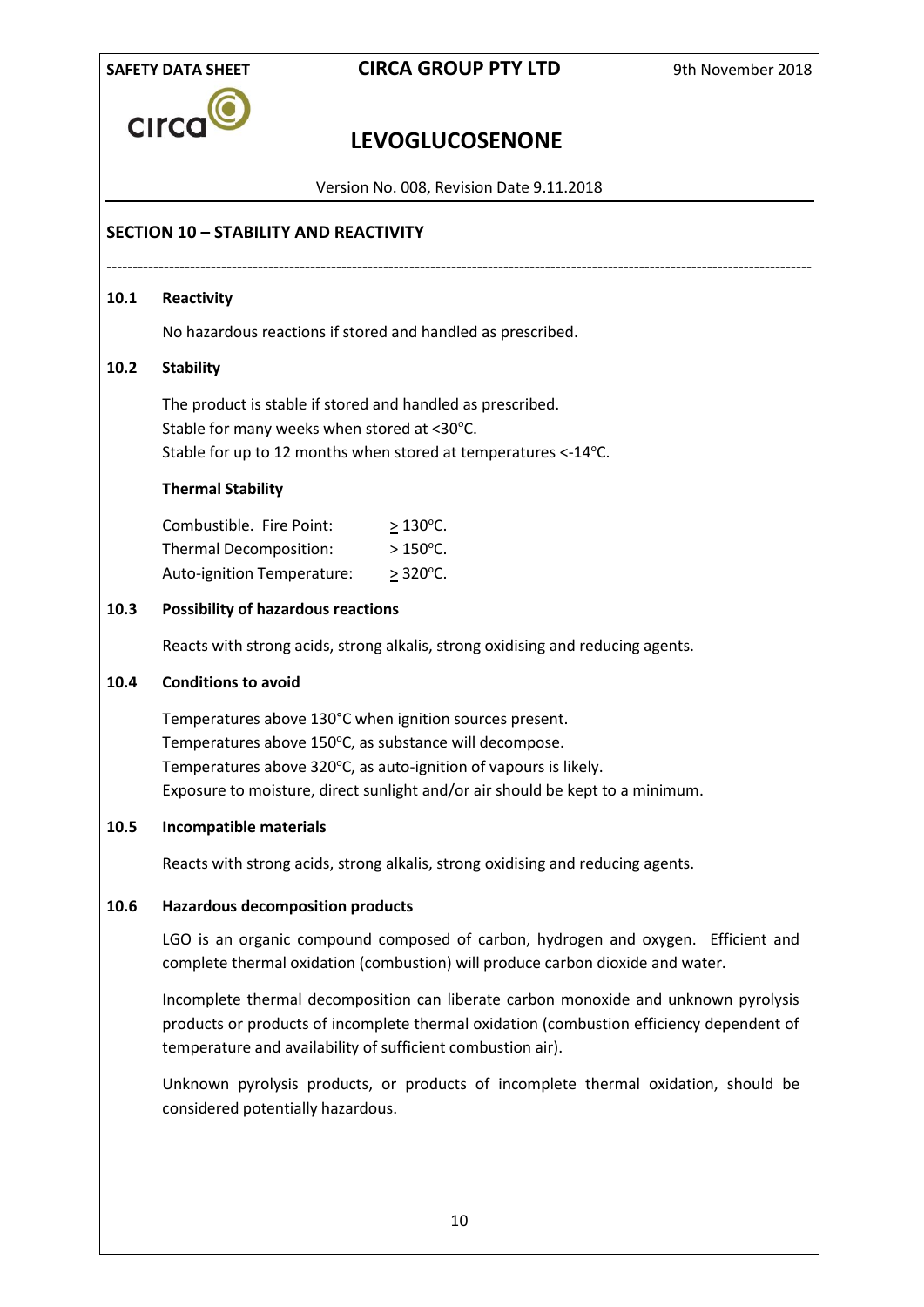## SECTION 10 – STABILITY AND REACTIVITY

### 10.1 Reactivity

No hazardous reactions if stored and handled as prescribed.

### 10.2 Stability

The product is stable if stored and handled as prescribed.
Stable for many weeks when stored at <30°C.
Stable for up to 12 months when stored at temperatures <-14°C.

**Thermal Stability**

| | |
|---|---|
| Combustible. Fire Point: | ≥ 130°C. |
| Thermal Decomposition: | > 150°C. |
| Auto-ignition Temperature: | ≥ 320°C. |

### 10.3 Possibility of hazardous reactions

Reacts with strong acids, strong alkalis, strong oxidising and reducing agents.

### 10.4 Conditions to avoid

Temperatures above 130°C when ignition sources present.
Temperatures above 150°C, as substance will decompose.
Temperatures above 320°C, as auto-ignition of vapours is likely.
Exposure to moisture, direct sunlight and/or air should be kept to a minimum.

### 10.5 Incompatible materials

Reacts with strong acids, strong alkalis, strong oxidising and reducing agents.

### 10.6 Hazardous decomposition products

LGO is an organic compound composed of carbon, hydrogen and oxygen. Efficient and complete thermal oxidation (combustion) will produce carbon dioxide and water.

Incomplete thermal decomposition can liberate carbon monoxide and unknown pyrolysis products or products of incomplete thermal oxidation (combustion efficiency dependent of temperature and availability of sufficient combustion air).

Unknown pyrolysis products, or products of incomplete thermal oxidation, should be considered potentially hazardous.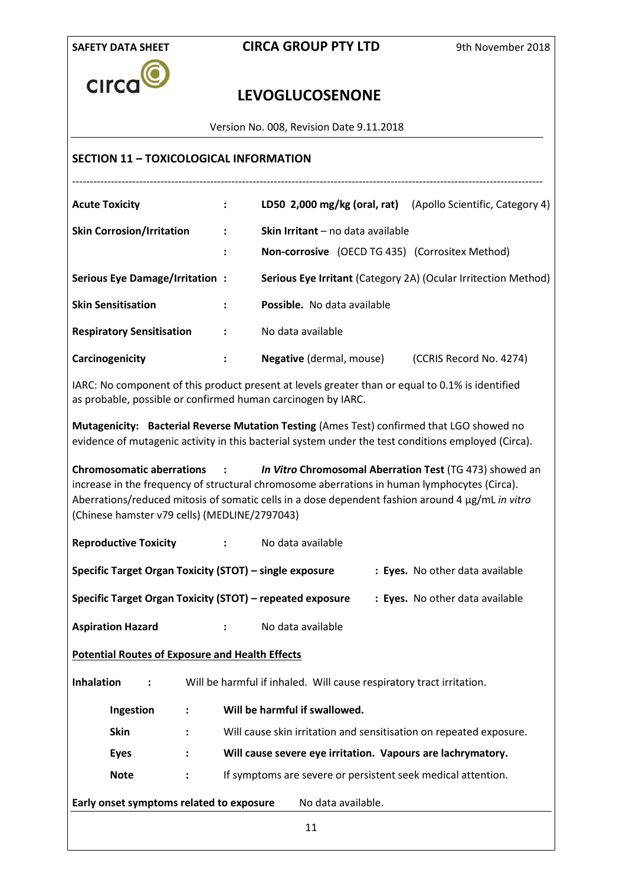## SECTION 11 – TOXICOLOGICAL INFORMATION

---

| | | |
|---|---|---|
| **Acute Toxicity** | : | **LD50 2,000 mg/kg (oral, rat)** (Apollo Scientific, Category 4) |
| **Skin Corrosion/Irritation** | : | **Skin Irritant** – no data available |
| | : | **Non-corrosive** (OECD TG 435) (Corrositex Method) |
| **Serious Eye Damage/Irritation** | : | **Serious Eye Irritant** (Category 2A) (Ocular Irritection Method) |
| **Skin Sensitisation** | : | **Possible.** No data available |
| **Respiratory Sensitisation** | : | No data available |
| **Carcinogenicity** | : | **Negative** (dermal, mouse) (CCRIS Record No. 4274) |

IARC: No component of this product present at levels greater than or equal to 0.1% is identified as probable, possible or confirmed human carcinogen by IARC.

**Mutagenicity: Bacterial Reverse Mutation Testing** (Ames Test) confirmed that LGO showed no evidence of mutagenic activity in this bacterial system under the test conditions employed (Circa).

**Chromosomatic aberrations :** ***In Vitro*** **Chromosomal Aberration Test** (TG 473) showed an increase in the frequency of structural chromosome aberrations in human lymphocytes (Circa). Aberrations/reduced mitosis of somatic cells in a dose dependent fashion around 4 µg/mL *in vitro* (Chinese hamster v79 cells) (MEDLINE/2797043)

| | | |
|---|---|---|
| **Reproductive Toxicity** | : | No data available |
| **Specific Target Organ Toxicity (STOT) – single exposure** | : | **Eyes.** No other data available |
| **Specific Target Organ Toxicity (STOT) – repeated exposure** | : | **Eyes.** No other data available |
| **Aspiration Hazard** | : | No data available |

**Potential Routes of Exposure and Health Effects**

| | | |
|---|---|---|
| **Inhalation** | : | Will be harmful if inhaled. Will cause respiratory tract irritation. |
| **Ingestion** | : | **Will be harmful if swallowed.** |
| **Skin** | : | Will cause skin irritation and sensitisation on repeated exposure. |
| **Eyes** | : | **Will cause severe eye irritation. Vapours are lachrymatory.** |
| **Note** | : | If symptoms are severe or persistent seek medical attention. |

**Early onset symptoms related to exposure** No data available.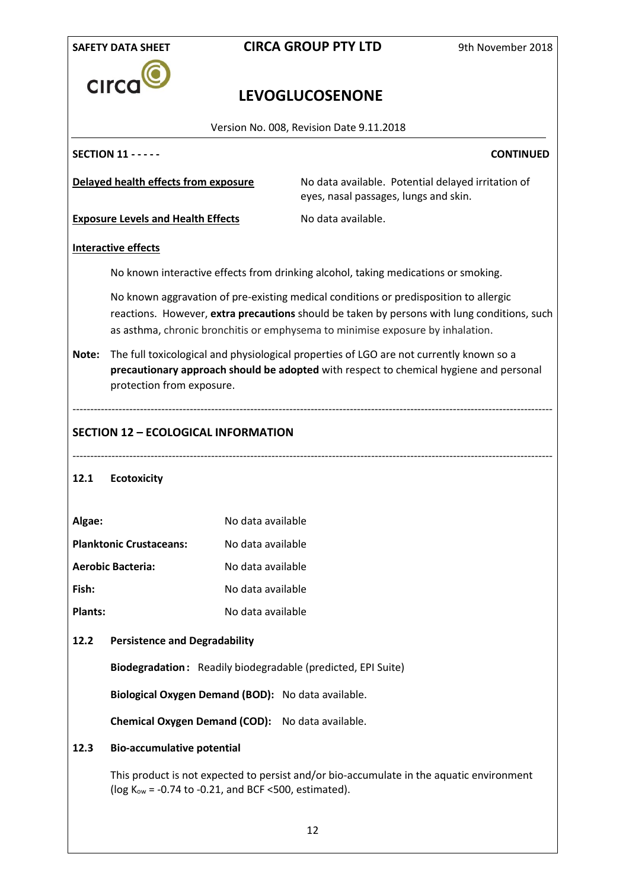**SECTION 11 - - - - -** **CONTINUED**

**Delayed health effects from exposure** No data available. Potential delayed irritation of eyes, nasal passages, lungs and skin.

**Exposure Levels and Health Effects** No data available.

**Interactive effects**

No known interactive effects from drinking alcohol, taking medications or smoking.

No known aggravation of pre-existing medical conditions or predisposition to allergic reactions. However, **extra precautions** should be taken by persons with lung conditions, such as asthma, chronic bronchitis or emphysema to minimise exposure by inhalation.

**Note:** The full toxicological and physiological properties of LGO are not currently known so a **precautionary approach should be adopted** with respect to chemical hygiene and personal protection from exposure.

---

## SECTION 12 – ECOLOGICAL INFORMATION

---

### 12.1 Ecotoxicity

| | |
|---|---|
| **Algae:** | No data available |
| **Planktonic Crustaceans:** | No data available |
| **Aerobic Bacteria:** | No data available |
| **Fish:** | No data available |
| **Plants:** | No data available |

### 12.2 Persistence and Degradability

**Biodegradation:** Readily biodegradable (predicted, EPI Suite)

**Biological Oxygen Demand (BOD):** No data available.

**Chemical Oxygen Demand (COD):** No data available.

### 12.3 Bio-accumulative potential

This product is not expected to persist and/or bio-accumulate in the aquatic environment (log $K_{ow}$ = -0.74 to -0.21, and BCF <500, estimated).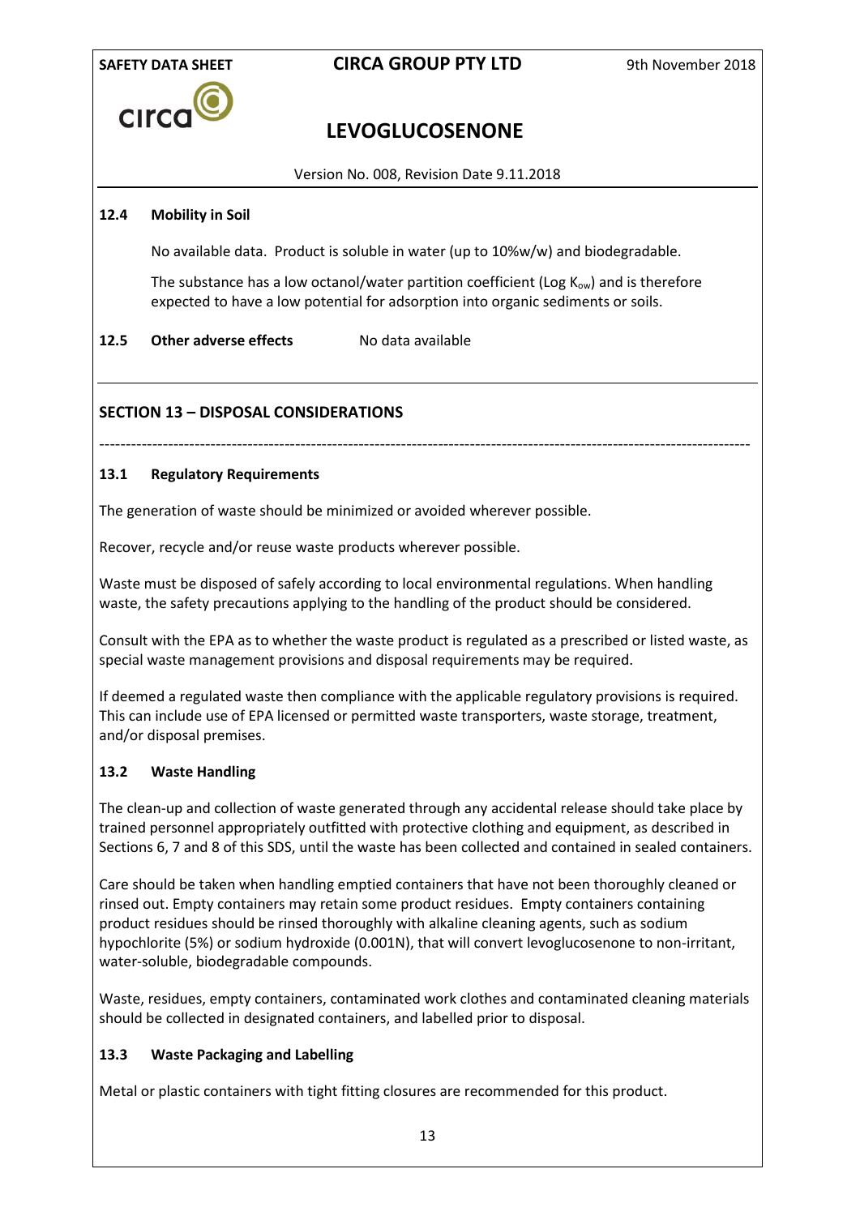#### 12.4 Mobility in Soil

No available data. Product is soluble in water (up to 10%w/w) and biodegradable.

The substance has a low octanol/water partition coefficient (Log $K_{ow}$) and is therefore expected to have a low potential for adsorption into organic sediments or soils.

#### 12.5 Other adverse effects

No data available

## SECTION 13 – DISPOSAL CONSIDERATIONS

---

#### 13.1 Regulatory Requirements

The generation of waste should be minimized or avoided wherever possible.

Recover, recycle and/or reuse waste products wherever possible.

Waste must be disposed of safely according to local environmental regulations. When handling waste, the safety precautions applying to the handling of the product should be considered.

Consult with the EPA as to whether the waste product is regulated as a prescribed or listed waste, as special waste management provisions and disposal requirements may be required.

If deemed a regulated waste then compliance with the applicable regulatory provisions is required. This can include use of EPA licensed or permitted waste transporters, waste storage, treatment, and/or disposal premises.

#### 13.2 Waste Handling

The clean-up and collection of waste generated through any accidental release should take place by trained personnel appropriately outfitted with protective clothing and equipment, as described in Sections 6, 7 and 8 of this SDS, until the waste has been collected and contained in sealed containers.

Care should be taken when handling emptied containers that have not been thoroughly cleaned or rinsed out. Empty containers may retain some product residues. Empty containers containing product residues should be rinsed thoroughly with alkaline cleaning agents, such as sodium hypochlorite (5%) or sodium hydroxide (0.001N), that will convert levoglucosenone to non-irritant, water-soluble, biodegradable compounds.

Waste, residues, empty containers, contaminated work clothes and contaminated cleaning materials should be collected in designated containers, and labelled prior to disposal.

#### 13.3 Waste Packaging and Labelling

Metal or plastic containers with tight fitting closures are recommended for this product.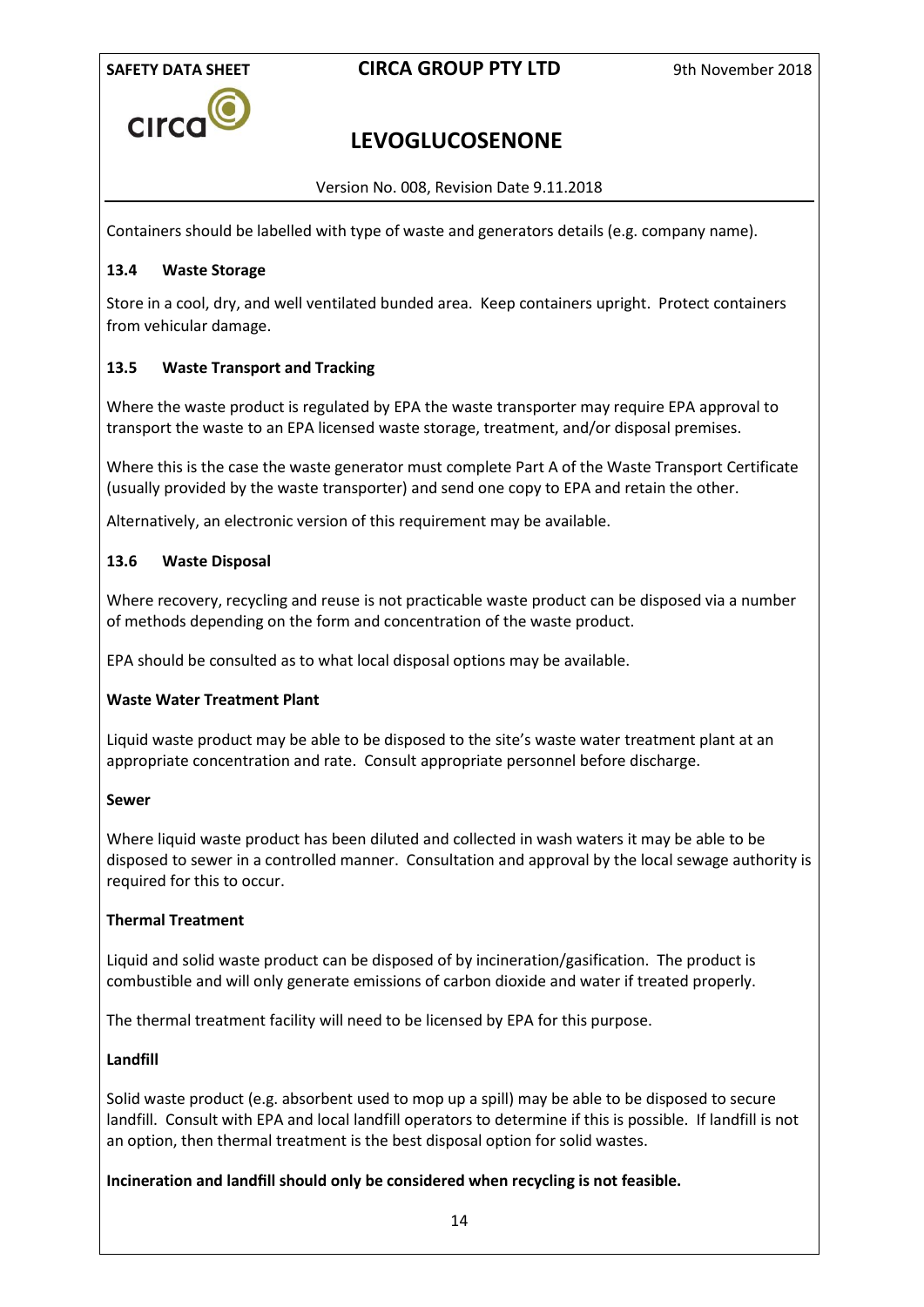Containers should be labelled with type of waste and generators details (e.g. company name).

### 13.4 Waste Storage

Store in a cool, dry, and well ventilated bunded area. Keep containers upright. Protect containers from vehicular damage.

### 13.5 Waste Transport and Tracking

Where the waste product is regulated by EPA the waste transporter may require EPA approval to transport the waste to an EPA licensed waste storage, treatment, and/or disposal premises.

Where this is the case the waste generator must complete Part A of the Waste Transport Certificate (usually provided by the waste transporter) and send one copy to EPA and retain the other.

Alternatively, an electronic version of this requirement may be available.

### 13.6 Waste Disposal

Where recovery, recycling and reuse is not practicable waste product can be disposed via a number of methods depending on the form and concentration of the waste product.

EPA should be consulted as to what local disposal options may be available.

**Waste Water Treatment Plant**

Liquid waste product may be able to be disposed to the site's waste water treatment plant at an appropriate concentration and rate. Consult appropriate personnel before discharge.

**Sewer**

Where liquid waste product has been diluted and collected in wash waters it may be able to be disposed to sewer in a controlled manner. Consultation and approval by the local sewage authority is required for this to occur.

**Thermal Treatment**

Liquid and solid waste product can be disposed of by incineration/gasification. The product is combustible and will only generate emissions of carbon dioxide and water if treated properly.

The thermal treatment facility will need to be licensed by EPA for this purpose.

**Landfill**

Solid waste product (e.g. absorbent used to mop up a spill) may be able to be disposed to secure landfill. Consult with EPA and local landfill operators to determine if this is possible. If landfill is not an option, then thermal treatment is the best disposal option for solid wastes.

**Incineration and landfill should only be considered when recycling is not feasible.**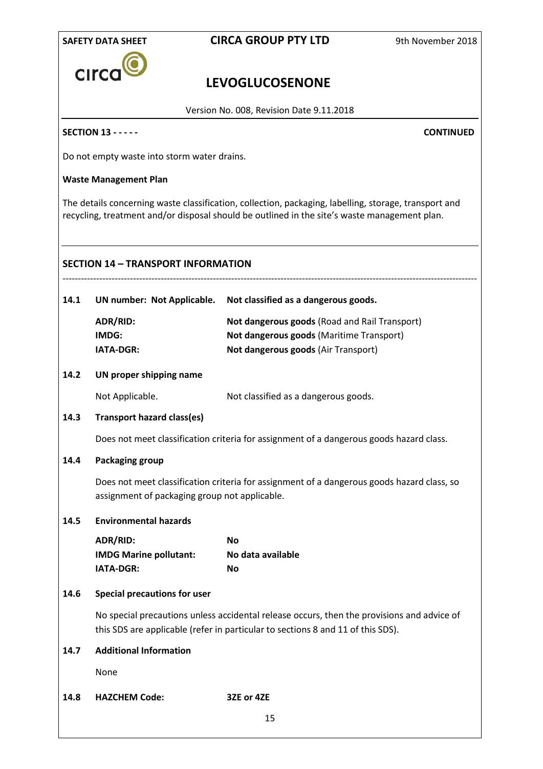**SECTION 13 - - - - -** **CONTINUED**

Do not empty waste into storm water drains.

**Waste Management Plan**

The details concerning waste classification, collection, packaging, labelling, storage, transport and recycling, treatment and/or disposal should be outlined in the site's waste management plan.

## SECTION 14 – TRANSPORT INFORMATION

**14.1 UN number: Not Applicable.** **Not classified as a dangerous goods.**

| | |
|---|---|
| **ADR/RID:** | **Not dangerous goods** (Road and Rail Transport) |
| **IMDG:** | **Not dangerous goods** (Maritime Transport) |
| **IATA-DGR:** | **Not dangerous goods** (Air Transport) |

**14.2 UN proper shipping name**

Not Applicable. Not classified as a dangerous goods.

**14.3 Transport hazard class(es)**

Does not meet classification criteria for assignment of a dangerous goods hazard class.

**14.4 Packaging group**

Does not meet classification criteria for assignment of a dangerous goods hazard class, so assignment of packaging group not applicable.

**14.5 Environmental hazards**

| | |
|---|---|
| **ADR/RID:** | **No** |
| **IMDG Marine pollutant:** | **No data available** |
| **IATA-DGR:** | **No** |

**14.6 Special precautions for user**

No special precautions unless accidental release occurs, then the provisions and advice of this SDS are applicable (refer in particular to sections 8 and 11 of this SDS).

**14.7 Additional Information**

None

**14.8 HAZCHEM Code:** **3ZE or 4ZE**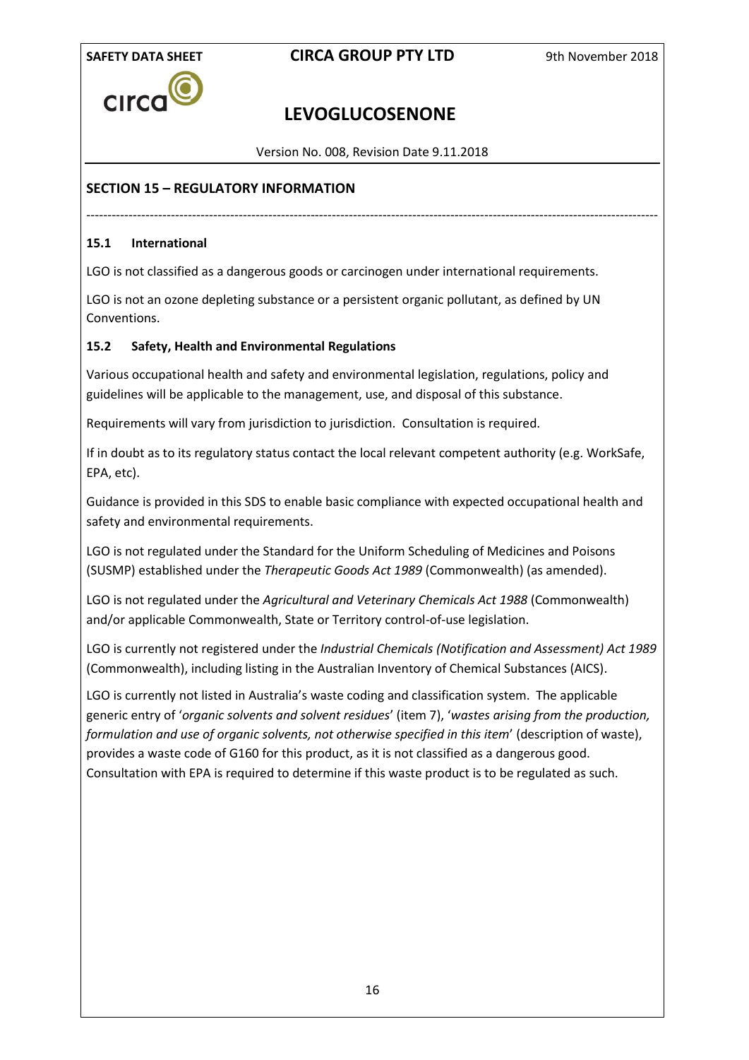## SECTION 15 – REGULATORY INFORMATION

### 15.1 International

LGO is not classified as a dangerous goods or carcinogen under international requirements.

LGO is not an ozone depleting substance or a persistent organic pollutant, as defined by UN Conventions.

### 15.2 Safety, Health and Environmental Regulations

Various occupational health and safety and environmental legislation, regulations, policy and guidelines will be applicable to the management, use, and disposal of this substance.

Requirements will vary from jurisdiction to jurisdiction. Consultation is required.

If in doubt as to its regulatory status contact the local relevant competent authority (e.g. WorkSafe, EPA, etc).

Guidance is provided in this SDS to enable basic compliance with expected occupational health and safety and environmental requirements.

LGO is not regulated under the Standard for the Uniform Scheduling of Medicines and Poisons (SUSMP) established under the *Therapeutic Goods Act 1989* (Commonwealth) (as amended).

LGO is not regulated under the *Agricultural and Veterinary Chemicals Act 1988* (Commonwealth) and/or applicable Commonwealth, State or Territory control-of-use legislation.

LGO is currently not registered under the *Industrial Chemicals (Notification and Assessment) Act 1989* (Commonwealth), including listing in the Australian Inventory of Chemical Substances (AICS).

LGO is currently not listed in Australia's waste coding and classification system. The applicable generic entry of '*organic solvents and solvent residues*' (item 7), '*wastes arising from the production, formulation and use of organic solvents, not otherwise specified in this item*' (description of waste), provides a waste code of G160 for this product, as it is not classified as a dangerous good. Consultation with EPA is required to determine if this waste product is to be regulated as such.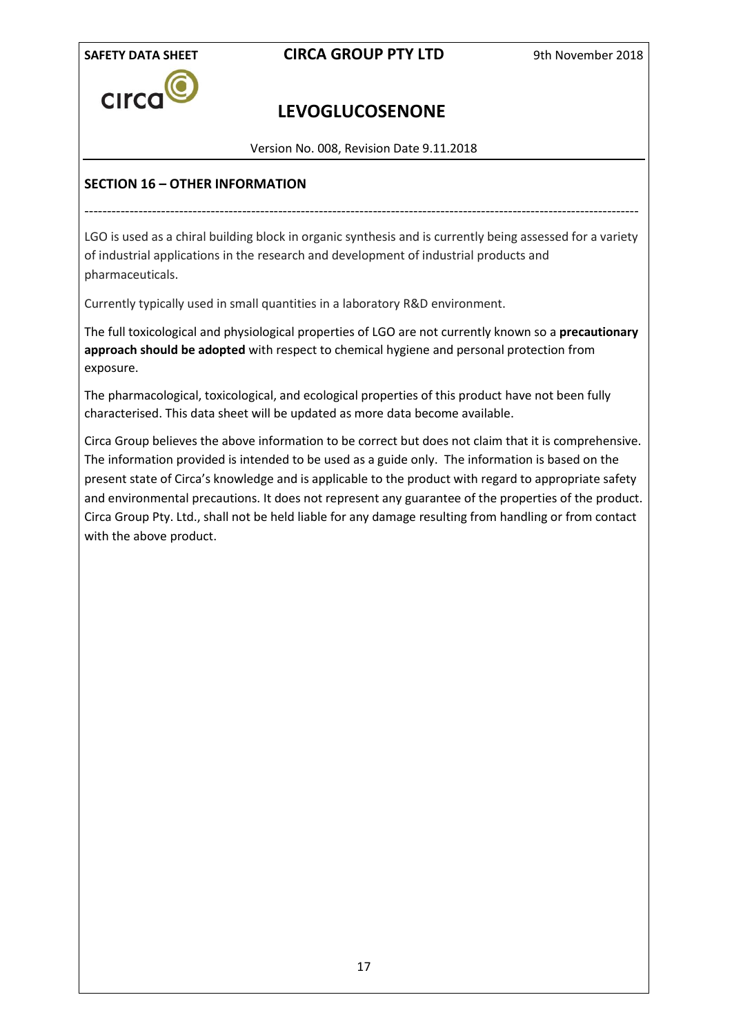## SECTION 16 – OTHER INFORMATION

---

LGO is used as a chiral building block in organic synthesis and is currently being assessed for a variety of industrial applications in the research and development of industrial products and pharmaceuticals.

Currently typically used in small quantities in a laboratory R&D environment.

The full toxicological and physiological properties of LGO are not currently known so a **precautionary approach should be adopted** with respect to chemical hygiene and personal protection from exposure.

The pharmacological, toxicological, and ecological properties of this product have not been fully characterised. This data sheet will be updated as more data become available.

Circa Group believes the above information to be correct but does not claim that it is comprehensive. The information provided is intended to be used as a guide only. The information is based on the present state of Circa's knowledge and is applicable to the product with regard to appropriate safety and environmental precautions. It does not represent any guarantee of the properties of the product. Circa Group Pty. Ltd., shall not be held liable for any damage resulting from handling or from contact with the above product.